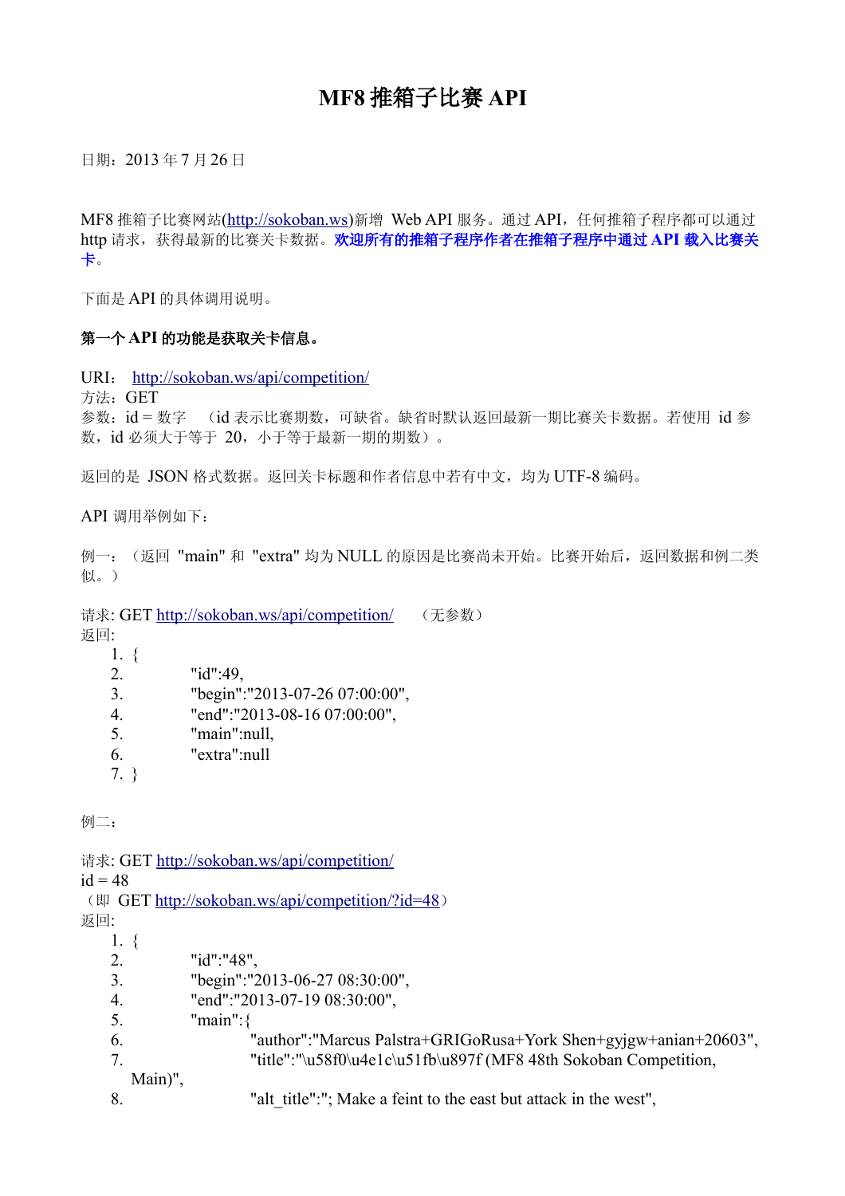# MF8 推箱子比赛 API

日期：2013 年 7 月 26 日

MF8 推箱子比赛网站(http://sokoban.ws)新增 Web API 服务。通过 API，任何推箱子程序都可以通过 http 请求，获得最新的比赛关卡数据。**欢迎所有的推箱子程序作者在推箱子程序中通过 API 载入比赛关卡**。

下面是 API 的具体调用说明。

**第一个 API 的功能是获取关卡信息。**

URI： http://sokoban.ws/api/competition/
方法：GET
参数：id = 数字 （id 表示比赛期数，可缺省。缺省时默认返回最新一期比赛关卡数据。若使用 id 参数，id 必须大于等于 20，小于等于最新一期的期数）。

返回的是 JSON 格式数据。返回关卡标题和作者信息中若有中文，均为 UTF-8 编码。

API 调用举例如下：

例一：（返回 "main" 和 "extra" 均为 NULL 的原因是比赛尚未开始。比赛开始后，返回数据和例二类似。）

请求: GET http://sokoban.ws/api/competition/ （无参数）
返回:

```
1. {
2.     "id":49,
3.     "begin":"2013-07-26 07:00:00",
4.     "end":"2013-08-16 07:00:00",
5.     "main":null,
6.     "extra":null
7. }
```

例二：

请求: GET http://sokoban.ws/api/competition/
id = 48
（即 GET http://sokoban.ws/api/competition/?id=48）
返回:

```
1. {
2.     "id":"48",
3.     "begin":"2013-06-27 08:30:00",
4.     "end":"2013-07-19 08:30:00",
5.     "main":{
6.         "author":"Marcus Palstra+GRIGoRusa+York Shen+gyjgw+anian+20603",
7.         "title":"\u58f0\u4e1c\u51fb\u897f (MF8 48th Sokoban Competition, Main)",
8.         "alt_title":"; Make a feint to the east but attack in the west",
```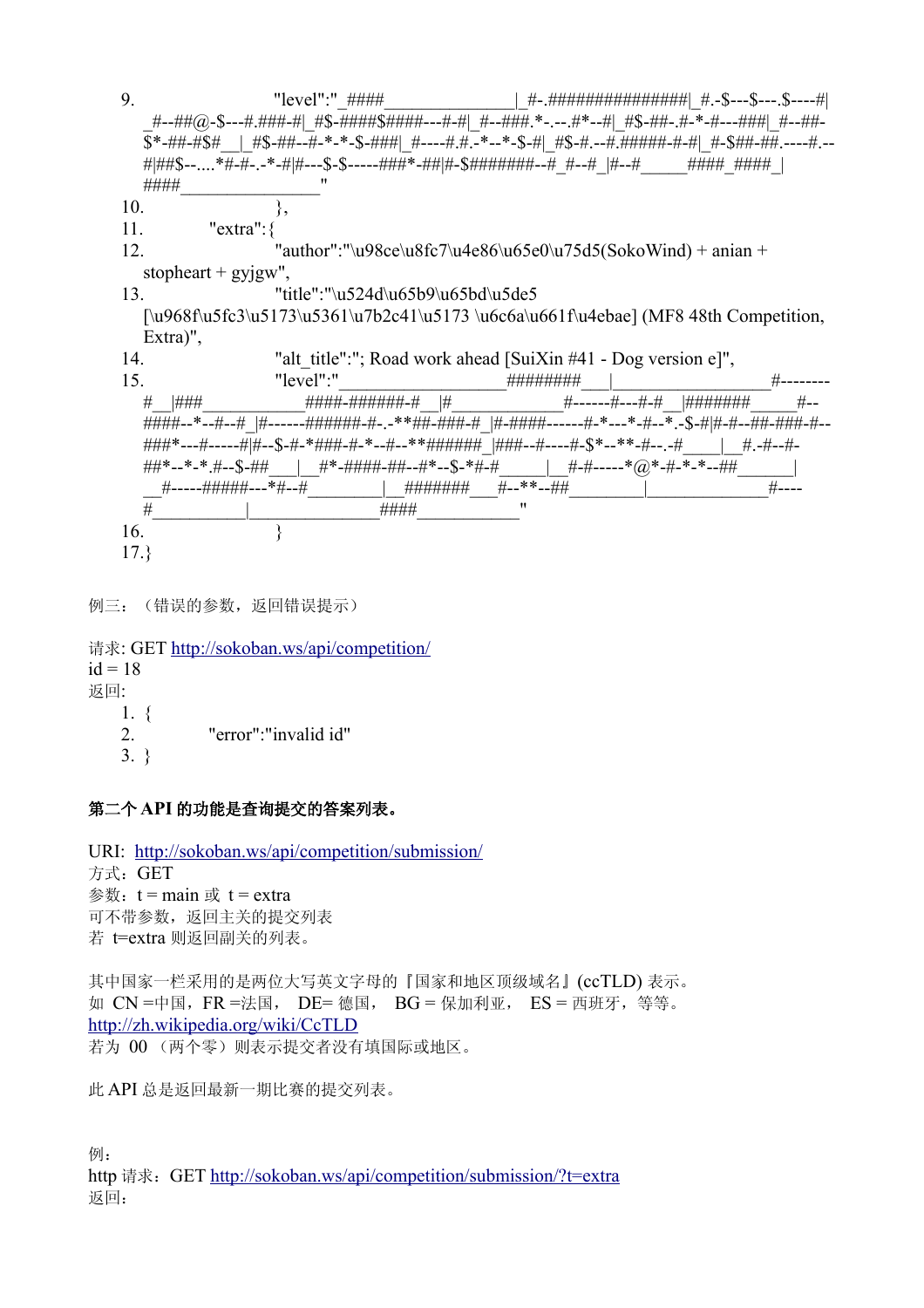9. "level":"_####_______________|_#-.###############|_#.-$---$---.$----#|_#--##@-$---#.###-#|_#$-####$####---#-#|_#--###.*-.--.#*--#|_#$-##-.#-*-#---###|_#--##-$*-##-#$#__|_#$-##--#-*-*-$-###|_#----#.#.-*--*-$-#|_#$-#.--#.#####-#-#|_#-$##-##.----#.--#|##$--....*#-#-.-*-#|#---$-$-----###*-##|#-$#######--#_#--#_|#--#_____####_####_|####_______________"
10. },
11. "extra":{
12. "author":"\u98ce\u8fc7\u4e86\u65e0\u75d5(SokoWind) + anian + stopheart + gyjgw",
13. "title":"\u524d\u65b9\u65bd\u5de5 [\u968f\u5fc3\u5173\u5361\u7b2c41\u5173 \u6c6a\u661f\u4ebae] (MF8 48th Competition, Extra)",
14. "alt_title":"; Road work ahead [SuiXin #41 - Dog version e]",
15. "level":"__________________########___|_________________#--------#__|###___________####-######-#__|#____________#------#---#-#__|#######_____#--####--*--#--#_|#------######-#-.-**##-###-#_|#-####------#-*---*-#--*.-$-#|#-#--##-###-#--###*---#-----#|#--$-#-*###-#-*--#--**######_|###--#----#-$*--**-#--.-#____|__#.-#--#-##*--*-*.#--$-##___|__#*-####-##--#*--$-*#-#_____|__#-#-----*@*-#-*-*--##______|__#-----#####---*#--#________|__#######___#--**--##________|_____________#----#__________|______________####___________"
16. }
17.}

例三：（错误的参数，返回错误提示）

请求: GET http://sokoban.ws/api/competition/
id = 18
返回:

1. {
2. "error":"invalid id"
3. }

**第二个 API 的功能是查询提交的答案列表。**

URI: http://sokoban.ws/api/competition/submission/
方式：GET
参数：t = main 或 t = extra
可不带参数，返回主关的提交列表
若 t=extra 则返回副关的列表。

其中国家一栏采用的是两位大写英文字母的『国家和地区顶级域名』(ccTLD) 表示。
如 CN =中国，FR =法国， DE= 德国， BG = 保加利亚， ES = 西班牙，等等。
http://zh.wikipedia.org/wiki/CcTLD
若为 00 （两个零）则表示提交者没有填国际或地区。

此 API 总是返回最新一期比赛的提交列表。

例：
http 请求：GET http://sokoban.ws/api/competition/submission/?t=extra
返回：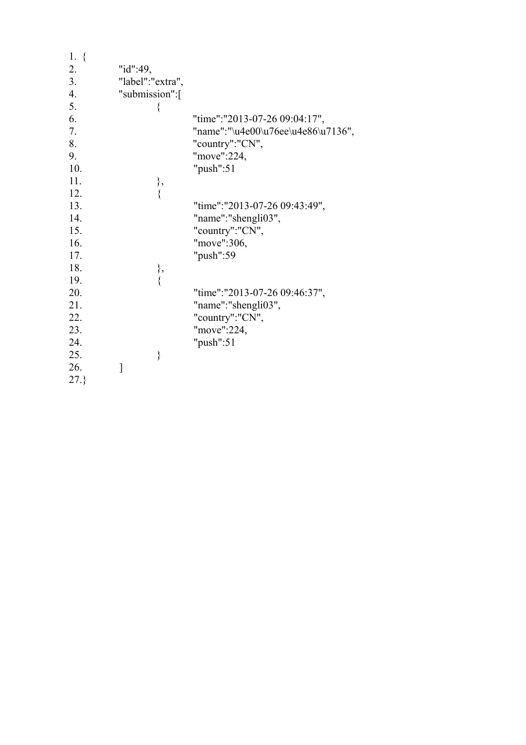```
1. {
2.     "id":49,
3.     "label":"extra",
4.     "submission":[
5.         {
6.             "time":"2013-07-26 09:04:17",
7.             "name":"\u4e00\u76ee\u4e86\u7136",
8.             "country":"CN",
9.             "move":224,
10.            "push":51
11.        },
12.        {
13.            "time":"2013-07-26 09:43:49",
14.            "name":"shengli03",
15.            "country":"CN",
16.            "move":306,
17.            "push":59
18.        },
19.        {
20.            "time":"2013-07-26 09:46:37",
21.            "name":"shengli03",
22.            "country":"CN",
23.            "move":224,
24.            "push":51
25.        }
26.    ]
27.}
```